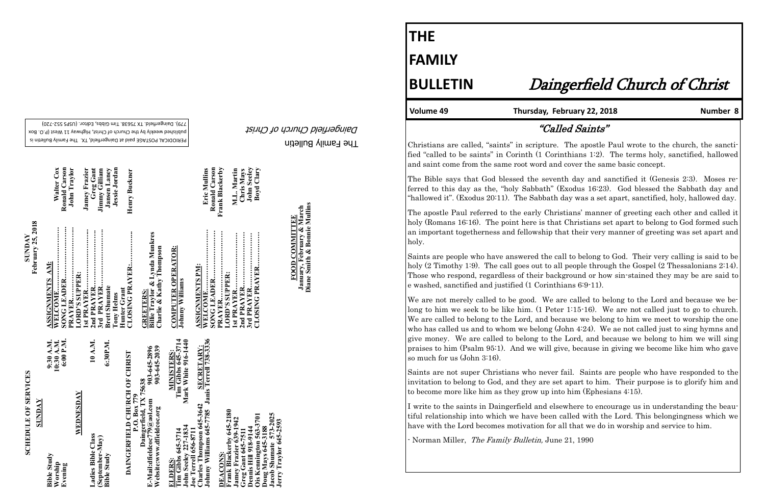# THE FAMILY BULLETIN

## Daingerfield Church of Christ

**Volume 49** | **Thursday, February 22, 2018** | **Number 8**

## "Called Saints"

Christians are called, "saints" in scripture. The apostle Paul wrote to the church, the sanctified "called to be saints" in Corinth (1 Corinthians 1:2). The terms holy, sanctified, hallowed and saint come from the same root word and cover the same basic concept.

The Bible says that God blessed the seventh day and sanctified it (Genesis 2:3). Moses referred to this day as the, "holy Sabbath" (Exodus 16:23). God blessed the Sabbath day and "hallowed it". (Exodus 20:11). The Sabbath day was a set apart, sanctified, holy, hallowed day.

The apostle Paul referred to the early Christians' manner of greeting each other and called it holy (Romans 16:16). The point here is that Christians set apart to belong to God formed such an important togetherness and fellowship that their very manner of greeting was set apart and holy.

Saints are people who have answered the call to belong to God. Their very calling is said to be holy (2 Timothy 1:9). The call goes out to all people through the Gospel (2 Thessalonians 2:14). Those who respond, regardless of their background or how sin-stained they may be are said to e washed, sanctified and justified (1 Corinthians 6:9-11).

We are not merely called to be good. We are called to belong to the Lord and because we belong to him we seek to be like him. (1 Peter 1:15-16). We are not called just to go to church. We are called to belong to the Lord, and because we belong to him we meet to worship the one who has called us and to whom we belong (John 4:24). We ae not called just to sing hymns and give money. We are called to belong to the Lord, and because we belong to him we will sing praises to him (Psalm 95:1). And we will give, because in giving we become like him who gave so much for us (John 3:16).

Saints are not super Christians who never fail. Saints are people who have responded to the invitation to belong to God, and they are set apart to him. Their purpose is to glorify him and to become more like him as they grow up into him (Ephesians 4:15).

I write to the saints in Daingerfield and elsewhere to encourage us in understanding the beautiful relationship into which we have been called with the Lord. This belongingness which we have with the Lord becomes motivation for all that we do in worship and service to him.

- Norman Miller, *The Family Bulletin,* June 21, 1990

---

### SCHEDULE OF SERVICES

**SUNDAY**

| | |
|---|---|
| Bible Study | 9:30 A.M. |
| Worship | 10:30 A.M. |
| Evening | 6:00 P.M. |

**WEDNESDAY**

| | |
|---|---|
| Ladies Bible Class (September-May) | 10 A.M. |
| Bible Study | 6:30P.M. |

**DAINGERFIELD CHURCH OF CHRIST**
P.O. Box 779
Daingerfield, TX 75638
E-Mail:dfieldcoc779@aol.com 903-645-2896
Website:www.dfieldcoc.org 903-645-2039

**ELDERS:**
Tim Gibbs 645-3714
John Seeley 227-1834
Joe Terrell 656-8711
Charles Thompson 645-3642
Johnny Williams 645-7785

**MINISTERS:**
Tim Gibbs 645-3714
Mark White 916-1440

**SECRETARY:**
Janis Terrell 738-3336

**DEACONS:**
Frank Blackerby 645-2180
Jamey Frazier 639-1942
Greg Gant 645-7511
Dennis Hill 918-9144
Ois Kennington 563-3701
Doug Mays 645-3188
Jacob Shumate 573-2025
Jerry Traylor 645-2593

### SUNDAY February 25, 2018

**ASSIGNMENTS AM:**

| | |
|---|---|
| WELCOME | Walter Cox |
| SONG LEADER | Ronald Carson |
| PRAYER | John Traylor |
| LORD'S SUPPER: | |
| 1st PRAYER | Jamey Frazier |
| 2nd PRAYER | Greg Gant |
| 3rd PRAYER | Jimmy Gilliam |
| Brett Shumate | Jansen Laney |
| Tony Helms | Jessie Jordan |
| Hunter Grant | |
| CLOSING PRAYER | Henry Buckner |

**GREETERS:**
Billie Traylor & Lynda Munkres
Charlie & Kathy Thompson

**COMPUTER OPERATOR:**
Johnny Williams

**ASSIGNMENTS PM:**

| | |
|---|---|
| WELCOME | Eric Mullins |
| SONG LEADER | Ronald Carson |
| PRAYER | Frank Blackerby |
| LORD'S SUPPER: | |
| 1st PRAYER | M.L. Martin |
| 2nd PRAYER | Chris Mays |
| 3rd PRAYER | John Seeley |
| CLOSING PRAYER | Boyd Clary |

**FOOD COMMITTEE**
January, February & March
Diane Smith & Bonnie Mullins

The Family Bulletin
*Daingerfield Church of Christ*

PERIODICAL POSTAGE paid at Daingerfield, TX. The Family Bulletin is published weekly by the Church of Christ, Highway 11 West (P.O. Box 779), Daingerfield, TX 75638. Tim Gibbs, Editor. (USPS 552-720)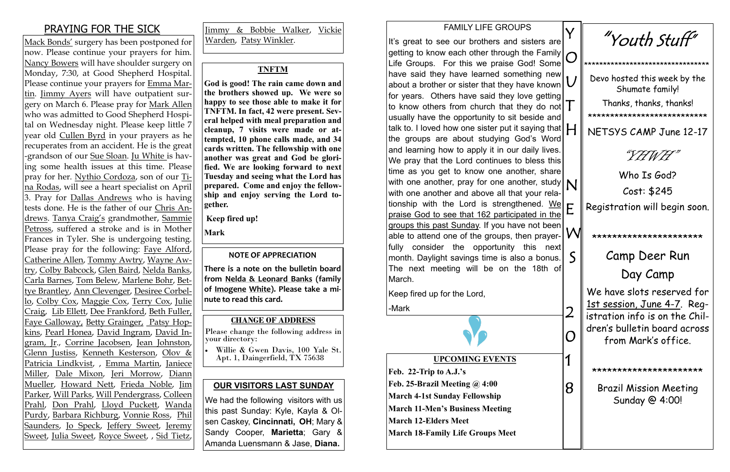## PRAYING FOR THE SICK

Mack Bonds' surgery has been postponed for now. Please continue your prayers for him. Nancy Bowers will have shoulder surgery on Monday, 7:30, at Good Shepherd Hospital. Please continue your prayers for Emma Martin. Jimmy Ayers will have outpatient surgery on March 6. Please pray for Mark Allen who was admitted to Good Shepherd Hospital on Wednesday night. Please keep little 7 year old Cullen Byrd in your prayers as he recuperates from an accident. He is the great-grandson of our Sue Sloan. Ju White is having some health issues at this time. Please pray for her. Nythio Cordoza, son of our Tina Rodas, will see a heart specialist on April 3. Pray for Dallas Andrews who is having tests done. He is the father of our Chris Andrews. Tanya Craig's grandmother, Sammie Petross, suffered a stroke and is in Mother Frances in Tyler. She is undergoing testing. Please pray for the following: Faye Alford, Catherine Allen, Tommy Awtry, Wayne Awtry, Colby Babcock, Glen Baird, Nelda Banks, Carla Barnes, Tom Belew, Marlene Bohr, Bettye Brantley, Ann Clevenger, Desiree Corbello, Colby Cox, Maggie Cox, Terry Cox, Julie Craig, Lib Ellett, Dee Frankford, Beth Fuller, Faye Galloway, Betty Grainger, Patsy Hopkins, Pearl Honea, David Ingram, David Ingram, Jr., Corrine Jacobsen, Jean Johnston, Glenn Justiss, Kenneth Kesterson, Olov & Patricia Lindkvist, , Emma Martin, Janiece Miller, Dale Mixon, Jeri Morrow, Diann Mueller, Howard Nett, Frieda Noble, Jim Parker, Will Parks, Will Pendergrass, Colleen Prahl, Don Prahl, Lloyd Puckett, Wanda Purdy, Barbara Richburg, Vonnie Ross, Phil Saunders, Jo Speck, Jeffery Sweet, Jeremy Sweet, Julia Sweet, Royce Sweet, , Sid Tietz, Jimmy & Bobbie Walker, Vickie Warden, Patsy Winkler.

### TNFTM

**God is good! The rain came down and the brothers showed up. We were so happy to see those able to make it for TNFTM. In fact, 42 were present. Several helped with meal preparation and cleanup, 7 visits were made or attempted, 10 phone calls made, and 34 cards written. The fellowship with one another was great and God be glorified. We are looking forward to next Tuesday and seeing what the Lord has prepared. Come and enjoy the fellowship and enjoy serving the Lord together.**

**Keep fired up!**

**Mark**

### NOTE OF APPRECIATION

**There is a note on the bulletin board from Nelda & Leonard Banks (family of Imogene White). Please take a minute to read this card.**

### CHANGE OF ADDRESS

Please change the following address in your directory:

- Willie & Gwen Davis, 100 Yale St. Apt. 1, Daingerfield, TX 75638

### OUR VISITORS LAST SUNDAY

We had the following visitors with us this past Sunday: Kyle, Kayla & Olsen Caskey, **Cincinnati, OH**; Mary & Sandy Cooper, **Marietta**; Gary & Amanda Luensmann & Jase, **Diana.**

### FAMILY LIFE GROUPS

It's great to see our brothers and sisters are getting to know each other through the Family Life Groups. For this we praise God! Some have said they have learned something new about a brother or sister that they have known for years. Others have said they love getting to know others from church that they do not usually have the opportunity to sit beside and talk to. I loved how one sister put it saying that the groups are about studying God's Word and learning how to apply it in our daily lives. We pray that the Lord continues to bless this time as you get to know one another, share with one another, pray for one another, study with one another and above all that your relationship with the Lord is strengthened. We praise God to see that 162 participated in the groups this past Sunday. If you have not been able to attend one of the groups, then prayerfully consider the opportunity this next month. Daylight savings time is also a bonus. The next meeting will be on the 18th of March.

Keep fired up for the Lord,

-Mark

### UPCOMING EVENTS

**Feb. 22-Trip to A.J.'s**
**Feb. 25-Brazil Meeting @ 4:00**
**March 4-1st Sunday Fellowship**
**March 11-Men's Business Meeting**
**March 12-Elders Meet**
**March 18-Family Life Groups Meet**

## YOUTH NEWS 2018

### "Youth Stuff"

**********************************

Devo hosted this week by the Shumate family!

Thanks, thanks, thanks!

****************************

NETSYS CAMP June 12-17

*"YHWH"*

Who Is God?

Cost: $245

Registration will begin soon.

**********************

Camp Deer Run

Day Camp

We have slots reserved for 1st session, June 4-7. Registration info is on the Children's bulletin board across from Mark's office.

**********************

Brazil Mission Meeting Sunday @ 4:00!